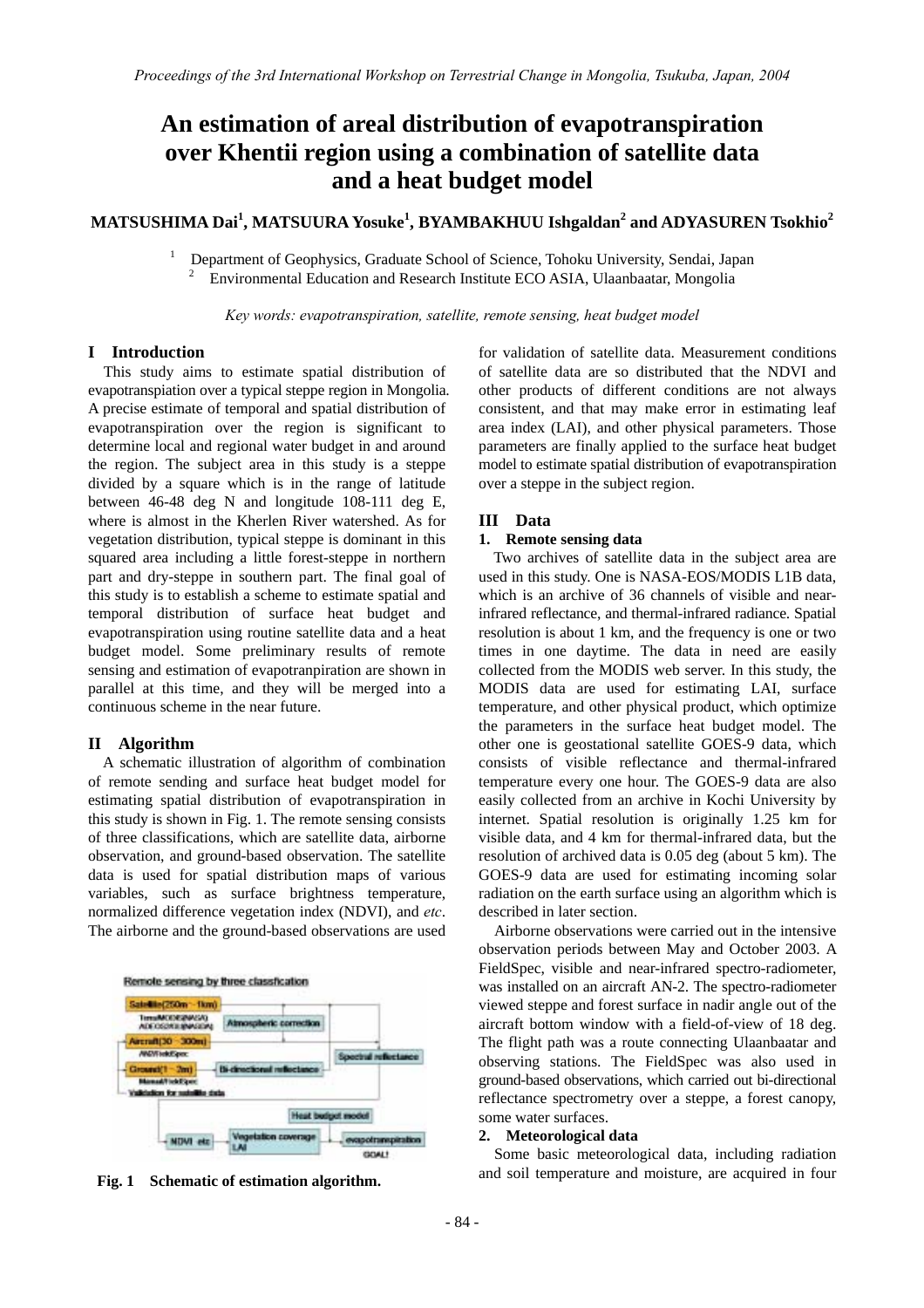# An estimation of areal distribution of evapotranspiration over Khentii region using a combination of satellite data and a heat budget model

**MATSUSHIMA Dai[1], MATSUURA Yosuke[1], BYAMBAKHUU Ishgaldan[2] and ADYASUREN Tsokhio[2]**

[1] Department of Geophysics, Graduate School of Science, Tohoku University, Sendai, Japan
[2] Environmental Education and Research Institute ECO ASIA, Ulaanbaatar, Mongolia

*Key words: evapotranspiration, satellite, remote sensing, heat budget model*

## I Introduction

This study aims to estimate spatial distribution of evapotranspiation over a typical steppe region in Mongolia. A precise estimate of temporal and spatial distribution of evapotranspiration over the region is significant to determine local and regional water budget in and around the region. The subject area in this study is a steppe divided by a square which is in the range of latitude between 46-48 deg N and longitude 108-111 deg E, where is almost in the Kherlen River watershed. As for vegetation distribution, typical steppe is dominant in this squared area including a little forest-steppe in northern part and dry-steppe in southern part. The final goal of this study is to establish a scheme to estimate spatial and temporal distribution of surface heat budget and evapotranspiration using routine satellite data and a heat budget model. Some preliminary results of remote sensing and estimation of evapotranpiration are shown in parallel at this time, and they will be merged into a continuous scheme in the near future.

## II Algorithm

A schematic illustration of algorithm of combination of remote sending and surface heat budget model for estimating spatial distribution of evapotranspiration in this study is shown in Fig. 1. The remote sensing consists of three classifications, which are satellite data, airborne observation, and ground-based observation. The satellite data is used for spatial distribution maps of various variables, such as surface brightness temperature, normalized difference vegetation index (NDVI), and *etc*. The airborne and the ground-based observations are used for validation of satellite data. Measurement conditions of satellite data are so distributed that the NDVI and other products of different conditions are not always consistent, and that may make error in estimating leaf area index (LAI), and other physical parameters. Those parameters are finally applied to the surface heat budget model to estimate spatial distribution of evapotranspiration over a steppe in the subject region.

**Fig. 1 Schematic of estimation algorithm.**

## III Data

### 1. Remote sensing data

Two archives of satellite data in the subject area are used in this study. One is NASA-EOS/MODIS L1B data, which is an archive of 36 channels of visible and near-infrared reflectance, and thermal-infrared radiance. Spatial resolution is about 1 km, and the frequency is one or two times in one daytime. The data in need are easily collected from the MODIS web server. In this study, the MODIS data are used for estimating LAI, surface temperature, and other physical product, which optimize the parameters in the surface heat budget model. The other one is geostational satellite GOES-9 data, which consists of visible reflectance and thermal-infrared temperature every one hour. The GOES-9 data are also easily collected from an archive in Kochi University by internet. Spatial resolution is originally 1.25 km for visible data, and 4 km for thermal-infrared data, but the resolution of archived data is 0.05 deg (about 5 km). The GOES-9 data are used for estimating incoming solar radiation on the earth surface using an algorithm which is described in later section.

Airborne observations were carried out in the intensive observation periods between May and October 2003. A FieldSpec, visible and near-infrared spectro-radiometer, was installed on an aircraft AN-2. The spectro-radiometer viewed steppe and forest surface in nadir angle out of the aircraft bottom window with a field-of-view of 18 deg. The flight path was a route connecting Ulaanbaatar and observing stations. The FieldSpec was also used in ground-based observations, which carried out bi-directional reflectance spectrometry over a steppe, a forest canopy, some water surfaces.

### 2. Meteorological data

Some basic meteorological data, including radiation and soil temperature and moisture, are acquired in four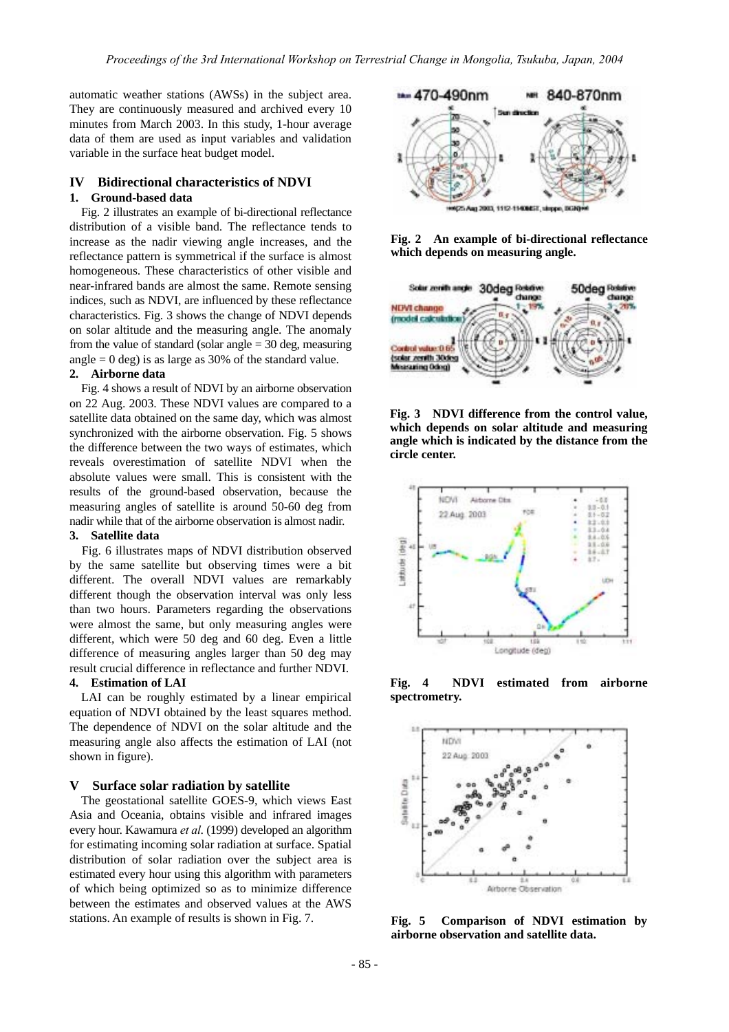automatic weather stations (AWSs) in the subject area. They are continuously measured and archived every 10 minutes from March 2003. In this study, 1-hour average data of them are used as input variables and validation variable in the surface heat budget model.

## IV Bidirectional characteristics of NDVI

### 1. Ground-based data

Fig. 2 illustrates an example of bi-directional reflectance distribution of a visible band. The reflectance tends to increase as the nadir viewing angle increases, and the reflectance pattern is symmetrical if the surface is almost homogeneous. These characteristics of other visible and near-infrared bands are almost the same. Remote sensing indices, such as NDVI, are influenced by these reflectance characteristics. Fig. 3 shows the change of NDVI depends on solar altitude and the measuring angle. The anomaly from the value of standard (solar angle = 30 deg, measuring angle = 0 deg) is as large as 30% of the standard value.

### 2. Airborne data

Fig. 4 shows a result of NDVI by an airborne observation on 22 Aug. 2003. These NDVI values are compared to a satellite data obtained on the same day, which was almost synchronized with the airborne observation. Fig. 5 shows the difference between the two ways of estimates, which reveals overestimation of satellite NDVI when the absolute values were small. This is consistent with the results of the ground-based observation, because the measuring angles of satellite is around 50-60 deg from nadir while that of the airborne observation is almost nadir.

### 3. Satellite data

Fig. 6 illustrates maps of NDVI distribution observed by the same satellite but observing times were a bit different. The overall NDVI values are remarkably different though the observation interval was only less than two hours. Parameters regarding the observations were almost the same, but only measuring angles were different, which were 50 deg and 60 deg. Even a little difference of measuring angles larger than 50 deg may result crucial difference in reflectance and further NDVI.

### 4. Estimation of LAI

LAI can be roughly estimated by a linear empirical equation of NDVI obtained by the least squares method. The dependence of NDVI on the solar altitude and the measuring angle also affects the estimation of LAI (not shown in figure).

## V Surface solar radiation by satellite

The geostational satellite GOES-9, which views East Asia and Oceania, obtains visible and infrared images every hour. Kawamura *et al*. (1999) developed an algorithm for estimating incoming solar radiation at surface. Spatial distribution of solar radiation over the subject area is estimated every hour using this algorithm with parameters of which being optimized so as to minimize difference between the estimates and observed values at the AWS stations. An example of results is shown in Fig. 7.

**Fig. 2 An example of bi-directional reflectance which depends on measuring angle.**

**Fig. 3 NDVI difference from the control value, which depends on solar altitude and measuring angle which is indicated by the distance from the circle center.**

**Fig. 4 NDVI estimated from airborne spectrometry.**

**Fig. 5 Comparison of NDVI estimation by airborne observation and satellite data.**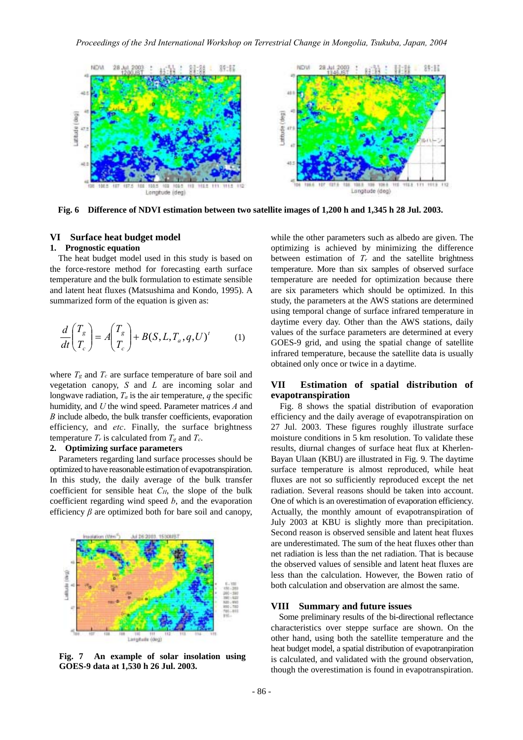**Fig. 6 Difference of NDVI estimation between two satellite images of 1,200 h and 1,345 h 28 Jul. 2003.**

## VI Surface heat budget model

### 1. Prognostic equation

The heat budget model used in this study is based on the force-restore method for forecasting earth surface temperature and the bulk formulation to estimate sensible and latent heat fluxes (Matsushima and Kondo, 1995). A summarized form of the equation is given as:

$$\frac{d}{dt}\begin{pmatrix} T_g \\ T_c \end{pmatrix} = A\begin{pmatrix} T_g \\ T_c \end{pmatrix} + B(S, L, T_a, q, U)^t \qquad (1)$$

where $T_g$ and $T_c$ are surface temperature of bare soil and vegetation canopy, $S$ and $L$ are incoming solar and longwave radiation, $T_a$ is the air temperature, $q$ the specific humidity, and $U$ the wind speed. Parameter matrices $A$ and $B$ include albedo, the bulk transfer coefficients, evaporation efficiency, and *etc*. Finally, the surface brightness temperature $T_r$ is calculated from $T_g$ and $T_c$.

### 2. Optimizing surface parameters

Parameters regarding land surface processes should be optimized to have reasonable estimation of evapotranspiration. In this study, the daily average of the bulk transfer coefficient for sensible heat $C_H$, the slope of the bulk coefficient regarding wind speed $b$, and the evaporation efficiency $\beta$ are optimized both for bare soil and canopy, while the other parameters such as albedo are given. The optimizing is achieved by minimizing the difference between estimation of $T_r$ and the satellite brightness temperature. More than six samples of observed surface temperature are needed for optimization because there are six parameters which should be optimized. In this study, the parameters at the AWS stations are determined using temporal change of surface infrared temperature in daytime every day. Other than the AWS stations, daily values of the surface parameters are determined at every GOES-9 grid, and using the spatial change of satellite infrared temperature, because the satellite data is usually obtained only once or twice in a daytime.

**Fig. 7 An example of solar insolation using GOES-9 data at 1,530 h 26 Jul. 2003.**

## VII Estimation of spatial distribution of evapotranspiration

Fig. 8 shows the spatial distribution of evaporation efficiency and the daily average of evapotranspiration on 27 Jul. 2003. These figures roughly illustrate surface moisture conditions in 5 km resolution. To validate these results, diurnal changes of surface heat flux at Kherlen-Bayan Ulaan (KBU) are illustrated in Fig. 9. The daytime surface temperature is almost reproduced, while heat fluxes are not so sufficiently reproduced except the net radiation. Several reasons should be taken into account. One of which is an overestimation of evaporation efficiency. Actually, the monthly amount of evapotranspiration of July 2003 at KBU is slightly more than precipitation. Second reason is observed sensible and latent heat fluxes are underestimated. The sum of the heat fluxes other than net radiation is less than the net radiation. That is because the observed values of sensible and latent heat fluxes are less than the calculation. However, the Bowen ratio of both calculation and observation are almost the same.

## VIII Summary and future issues

Some preliminary results of the bi-directional reflectance characteristics over steppe surface are shown. On the other hand, using both the satellite temperature and the heat budget model, a spatial distribution of evapotranpiration is calculated, and validated with the ground observation, though the overestimation is found in evapotranspiration.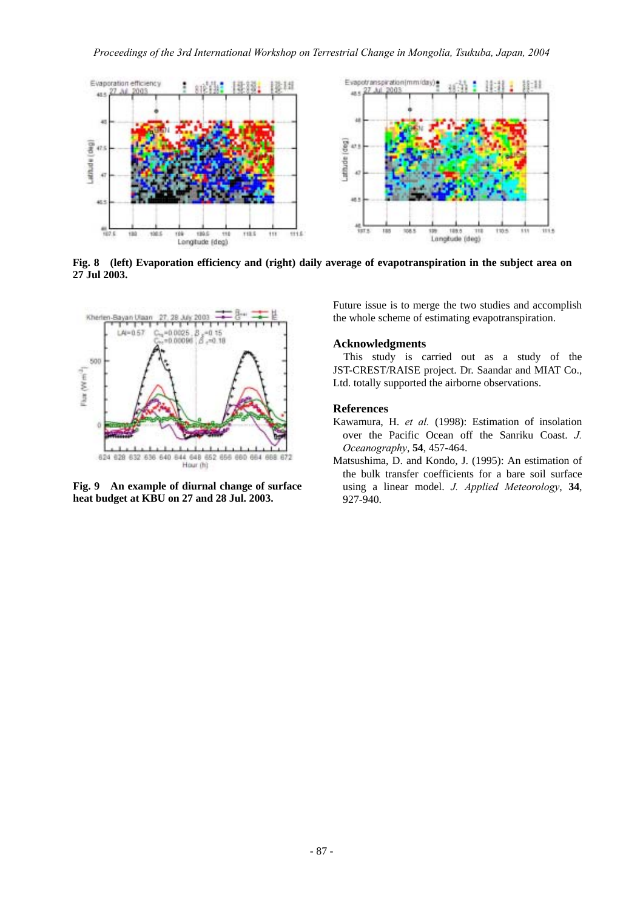Evaporation efficiency
27 Jul 2003

Latitude (deg)

Longitude (deg)

Evapotranspiration(mm/day)
27 Jul 2003

Latitude (deg)

Longitude (deg)

**Fig. 8 (left) Evaporation efficiency and (right) daily average of evapotranspiration in the subject area on 27 Jul 2003.**

Kherlen-Bayan Ulaan 27, 28 July 2003

LAI=0.57

Flux (W m$^{-2}$)

Hour (h)

624 628 632 636 640 644 648 652 656 660 664 668 672

**Fig. 9 An example of diurnal change of surface heat budget at KBU on 27 and 28 Jul. 2003.**

Future issue is to merge the two studies and accomplish the whole scheme of estimating evapotranspiration.

## Acknowledgments

This study is carried out as a study of the JST-CREST/RAISE project. Dr. Saandar and MIAT Co., Ltd. totally supported the airborne observations.

## References

Kawamura, H. *et al.* (1998): Estimation of insolation over the Pacific Ocean off the Sanriku Coast. *J. Oceanography*, **54**, 457-464.

Matsushima, D. and Kondo, J. (1995): An estimation of the bulk transfer coefficients for a bare soil surface using a linear model. *J. Applied Meteorology*, **34**, 927-940.